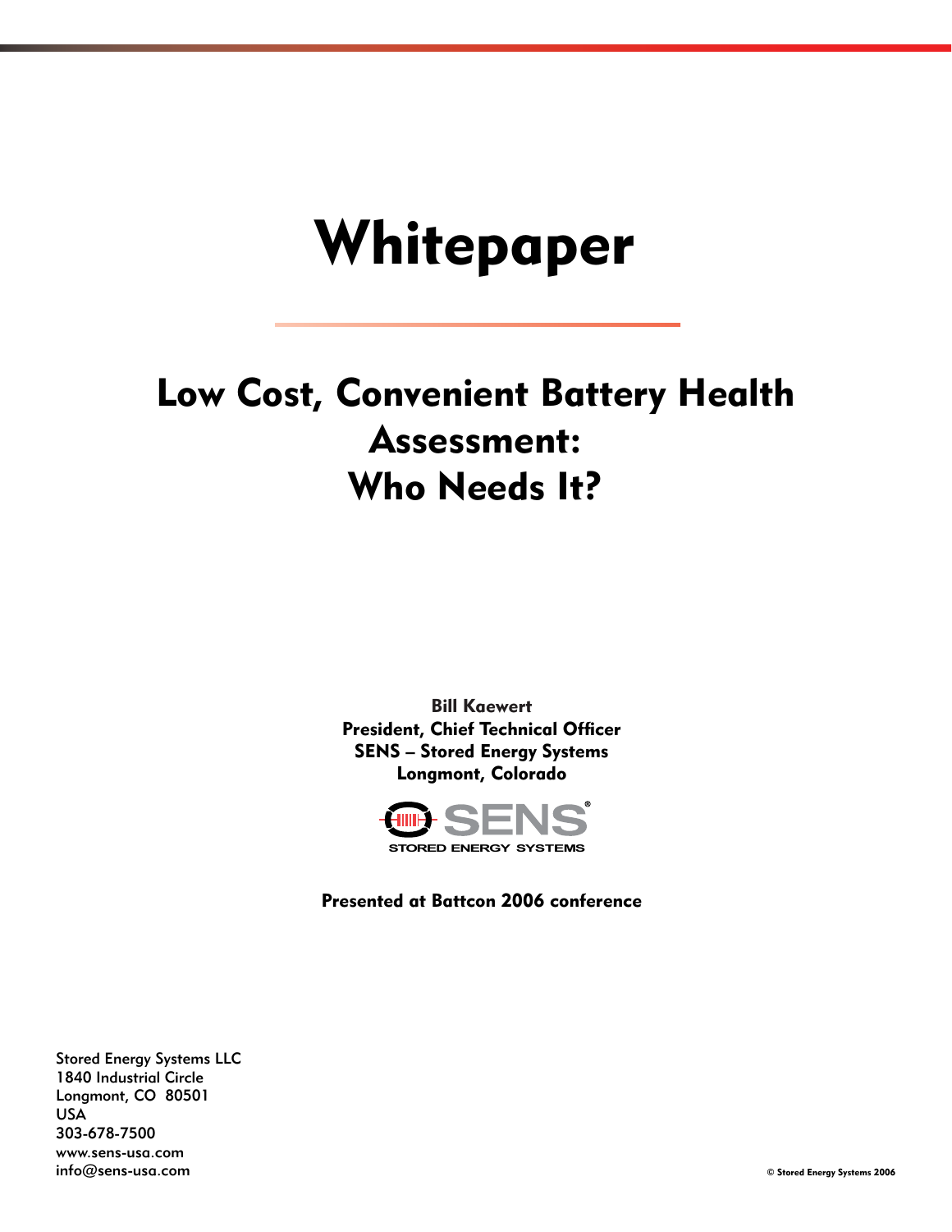# Whitepaper

## Low Cost, Convenient Battery Health Assessment: Who Needs It?

**Bill Kaewert**
**President, Chief Technical Officer**
**SENS – Stored Energy Systems**
**Longmont, Colorado**

SENS®
STORED ENERGY SYSTEMS

**Presented at Battcon 2006 conference**

Stored Energy Systems LLC
1840 Industrial Circle
Longmont, CO 80501
USA
303-678-7500
www.sens-usa.com
info@sens-usa.com

© Stored Energy Systems 2006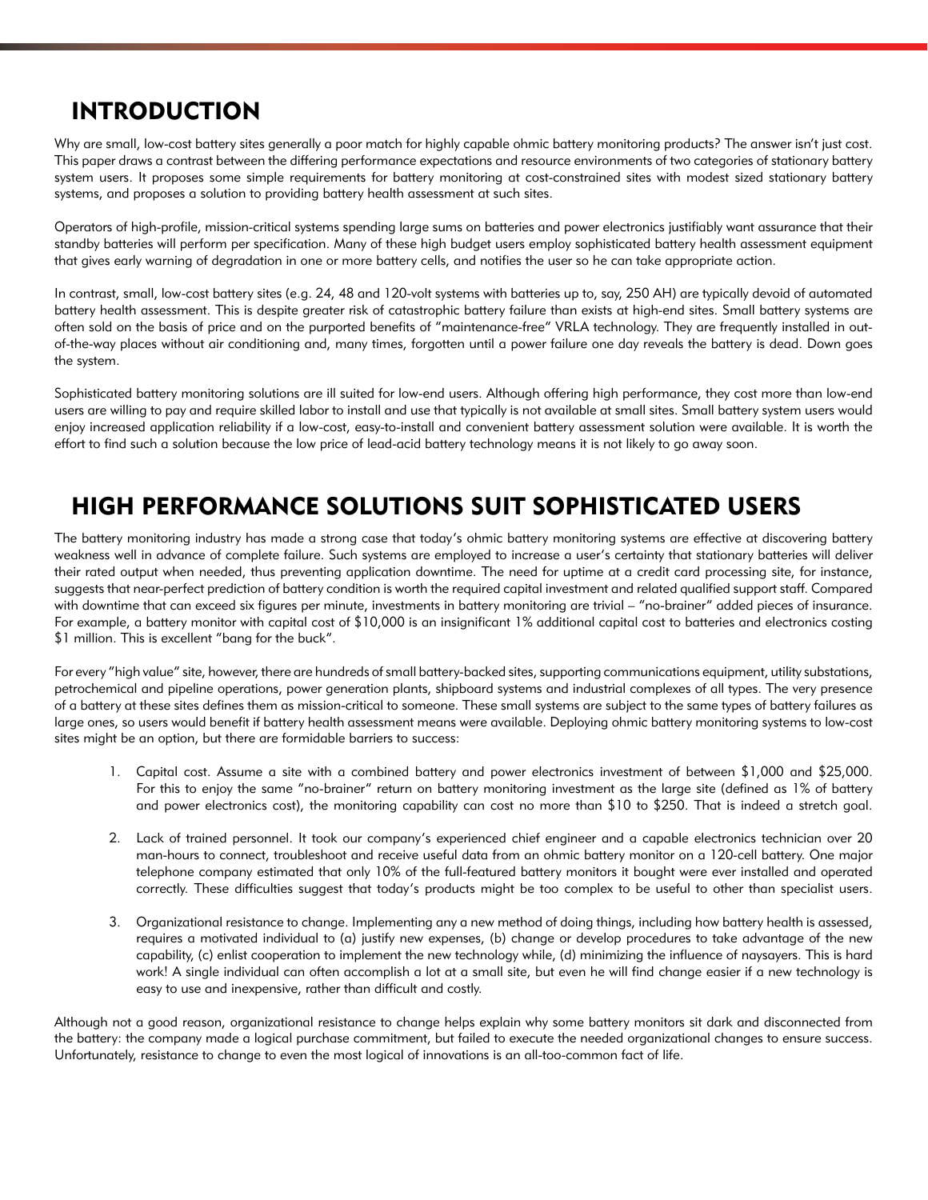## INTRODUCTION

Why are small, low-cost battery sites generally a poor match for highly capable ohmic battery monitoring products? The answer isn't just cost. This paper draws a contrast between the differing performance expectations and resource environments of two categories of stationary battery system users. It proposes some simple requirements for battery monitoring at cost-constrained sites with modest sized stationary battery systems, and proposes a solution to providing battery health assessment at such sites.

Operators of high-profile, mission-critical systems spending large sums on batteries and power electronics justifiably want assurance that their standby batteries will perform per specification. Many of these high budget users employ sophisticated battery health assessment equipment that gives early warning of degradation in one or more battery cells, and notifies the user so he can take appropriate action.

In contrast, small, low-cost battery sites (e.g. 24, 48 and 120-volt systems with batteries up to, say, 250 AH) are typically devoid of automated battery health assessment. This is despite greater risk of catastrophic battery failure than exists at high-end sites. Small battery systems are often sold on the basis of price and on the purported benefits of "maintenance-free" VRLA technology. They are frequently installed in out-of-the-way places without air conditioning and, many times, forgotten until a power failure one day reveals the battery is dead. Down goes the system.

Sophisticated battery monitoring solutions are ill suited for low-end users. Although offering high performance, they cost more than low-end users are willing to pay and require skilled labor to install and use that typically is not available at small sites. Small battery system users would enjoy increased application reliability if a low-cost, easy-to-install and convenient battery assessment solution were available. It is worth the effort to find such a solution because the low price of lead-acid battery technology means it is not likely to go away soon.

## HIGH PERFORMANCE SOLUTIONS SUIT SOPHISTICATED USERS

The battery monitoring industry has made a strong case that today's ohmic battery monitoring systems are effective at discovering battery weakness well in advance of complete failure. Such systems are employed to increase a user's certainty that stationary batteries will deliver their rated output when needed, thus preventing application downtime. The need for uptime at a credit card processing site, for instance, suggests that near-perfect prediction of battery condition is worth the required capital investment and related qualified support staff. Compared with downtime that can exceed six figures per minute, investments in battery monitoring are trivial – "no-brainer" added pieces of insurance. For example, a battery monitor with capital cost of $10,000 is an insignificant 1% additional capital cost to batteries and electronics costing $1 million. This is excellent "bang for the buck".

For every "high value" site, however, there are hundreds of small battery-backed sites, supporting communications equipment, utility substations, petrochemical and pipeline operations, power generation plants, shipboard systems and industrial complexes of all types. The very presence of a battery at these sites defines them as mission-critical to someone. These small systems are subject to the same types of battery failures as large ones, so users would benefit if battery health assessment means were available. Deploying ohmic battery monitoring systems to low-cost sites might be an option, but there are formidable barriers to success:

1. Capital cost. Assume a site with a combined battery and power electronics investment of between $1,000 and $25,000. For this to enjoy the same "no-brainer" return on battery monitoring investment as the large site (defined as 1% of battery and power electronics cost), the monitoring capability can cost no more than $10 to $250. That is indeed a stretch goal.

2. Lack of trained personnel. It took our company's experienced chief engineer and a capable electronics technician over 20 man-hours to connect, troubleshoot and receive useful data from an ohmic battery monitor on a 120-cell battery. One major telephone company estimated that only 10% of the full-featured battery monitors it bought were ever installed and operated correctly. These difficulties suggest that today's products might be too complex to be useful to other than specialist users.

3. Organizational resistance to change. Implementing any a new method of doing things, including how battery health is assessed, requires a motivated individual to (a) justify new expenses, (b) change or develop procedures to take advantage of the new capability, (c) enlist cooperation to implement the new technology while, (d) minimizing the influence of naysayers. This is hard work! A single individual can often accomplish a lot at a small site, but even he will find change easier if a new technology is easy to use and inexpensive, rather than difficult and costly.

Although not a good reason, organizational resistance to change helps explain why some battery monitors sit dark and disconnected from the battery: the company made a logical purchase commitment, but failed to execute the needed organizational changes to ensure success. Unfortunately, resistance to change to even the most logical of innovations is an all-too-common fact of life.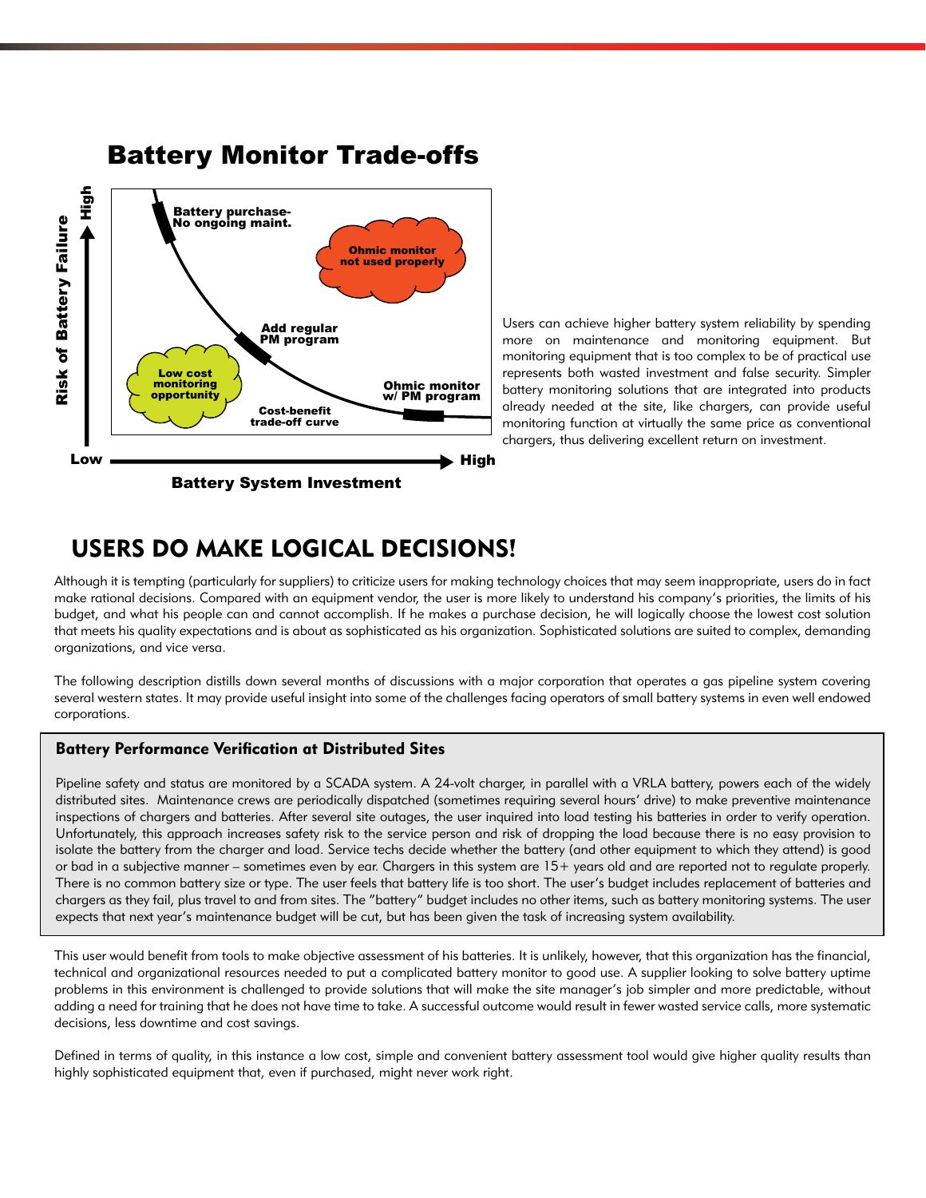## Battery Monitor Trade-offs

Users can achieve higher battery system reliability by spending more on maintenance and monitoring equipment. But monitoring equipment that is too complex to be of practical use represents both wasted investment and false security. Simpler battery monitoring solutions that are integrated into products already needed at the site, like chargers, can provide useful monitoring function at virtually the same price as conventional chargers, thus delivering excellent return on investment.

## USERS DO MAKE LOGICAL DECISIONS!

Although it is tempting (particularly for suppliers) to criticize users for making technology choices that may seem inappropriate, users do in fact make rational decisions. Compared with an equipment vendor, the user is more likely to understand his company's priorities, the limits of his budget, and what his people can and cannot accomplish. If he makes a purchase decision, he will logically choose the lowest cost solution that meets his quality expectations and is about as sophisticated as his organization. Sophisticated solutions are suited to complex, demanding organizations, and vice versa.

The following description distills down several months of discussions with a major corporation that operates a gas pipeline system covering several western states. It may provide useful insight into some of the challenges facing operators of small battery systems in even well endowed corporations.

### Battery Performance Verification at Distributed Sites

Pipeline safety and status are monitored by a SCADA system. A 24-volt charger, in parallel with a VRLA battery, powers each of the widely distributed sites. Maintenance crews are periodically dispatched (sometimes requiring several hours' drive) to make preventive maintenance inspections of chargers and batteries. After several site outages, the user inquired into load testing his batteries in order to verify operation. Unfortunately, this approach increases safety risk to the service person and risk of dropping the load because there is no easy provision to isolate the battery from the charger and load. Service techs decide whether the battery (and other equipment to which they attend) is good or bad in a subjective manner – sometimes even by ear. Chargers in this system are 15+ years old and are reported not to regulate properly. There is no common battery size or type. The user feels that battery life is too short. The user's budget includes replacement of batteries and chargers as they fail, plus travel to and from sites. The "battery" budget includes no other items, such as battery monitoring systems. The user expects that next year's maintenance budget will be cut, but has been given the task of increasing system availability.

This user would benefit from tools to make objective assessment of his batteries. It is unlikely, however, that this organization has the financial, technical and organizational resources needed to put a complicated battery monitor to good use. A supplier looking to solve battery uptime problems in this environment is challenged to provide solutions that will make the site manager's job simpler and more predictable, without adding a need for training that he does not have time to take. A successful outcome would result in fewer wasted service calls, more systematic decisions, less downtime and cost savings.

Defined in terms of quality, in this instance a low cost, simple and convenient battery assessment tool would give higher quality results than highly sophisticated equipment that, even if purchased, might never work right.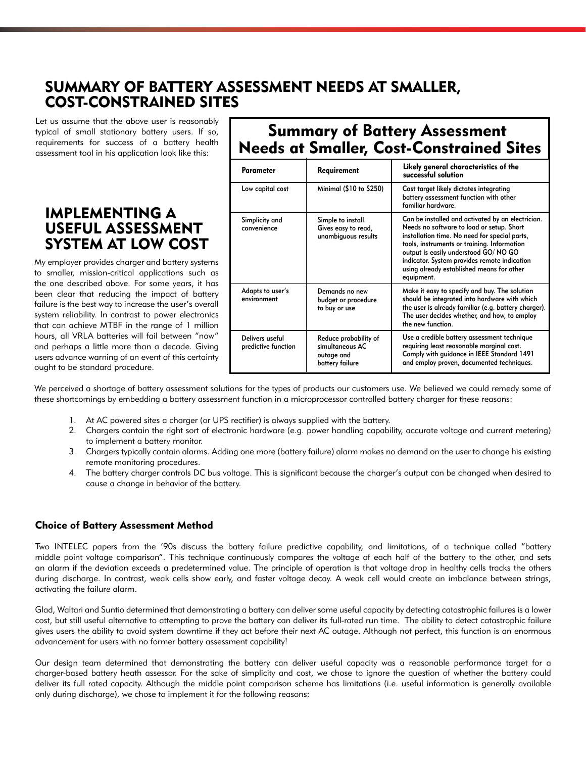## SUMMARY OF BATTERY ASSESSMENT NEEDS AT SMALLER, COST-CONSTRAINED SITES

Let us assume that the above user is reasonably typical of small stationary battery users. If so, requirements for success of a battery health assessment tool in his application look like this:

**Summary of Battery Assessment Needs at Smaller, Cost-Constrained Sites**

| Parameter | Requirement | Likely general characteristics of the successful solution |
|---|---|---|
| Low capital cost | Minimal ($10 to $250) | Cost target likely dictates integrating battery assessment function with other familiar hardware. |
| Simplicity and convenience | Simple to install. Gives easy to read, unambiguous results | Can be installed and activated by an electrician. Needs no software to load or setup. Short installation time. No need for special parts, tools, instruments or training. Information output is easily understood GO/ NO GO indicator. System provides remote indication using already established means for other equipment. |
| Adapts to user's environment | Demands no new budget or procedure to buy or use | Make it easy to specify and buy. The solution should be integrated into hardware with which the user is already familiar (e.g. battery charger). The user decides whether, and how, to employ the new function. |
| Delivers useful predictive function | Reduce probability of simultaneous AC outage and battery failure | Use a credible battery assessment technique requiring least reasonable marginal cost. Comply with guidance in IEEE Standard 1491 and employ proven, documented techniques. |

## IMPLEMENTING A USEFUL ASSESSMENT SYSTEM AT LOW COST

My employer provides charger and battery systems to smaller, mission-critical applications such as the one described above. For some years, it has been clear that reducing the impact of battery failure is the best way to increase the user's overall system reliability. In contrast to power electronics that can achieve MTBF in the range of 1 million hours, all VRLA batteries will fail between "now" and perhaps a little more than a decade. Giving users advance warning of an event of this certainty ought to be standard procedure.

We perceived a shortage of battery assessment solutions for the types of products our customers use. We believed we could remedy some of these shortcomings by embedding a battery assessment function in a microprocessor controlled battery charger for these reasons:

1. At AC powered sites a charger (or UPS rectifier) is always supplied with the battery.
2. Chargers contain the right sort of electronic hardware (e.g. power handling capability, accurate voltage and current metering) to implement a battery monitor.
3. Chargers typically contain alarms. Adding one more (battery failure) alarm makes no demand on the user to change his existing remote monitoring procedures.
4. The battery charger controls DC bus voltage. This is significant because the charger's output can be changed when desired to cause a change in behavior of the battery.

### Choice of Battery Assessment Method

Two INTELEC papers from the '90s discuss the battery failure predictive capability, and limitations, of a technique called "battery middle point voltage comparison". This technique continuously compares the voltage of each half of the battery to the other, and sets an alarm if the deviation exceeds a predetermined value. The principle of operation is that voltage drop in healthy cells tracks the others during discharge. In contrast, weak cells show early, and faster voltage decay. A weak cell would create an imbalance between strings, activating the failure alarm.

Glad, Waltari and Suntio determined that demonstrating a battery can deliver some useful capacity by detecting catastrophic failures is a lower cost, but still useful alternative to attempting to prove the battery can deliver its full-rated run time. The ability to detect catastrophic failure gives users the ability to avoid system downtime if they act before their next AC outage. Although not perfect, this function is an enormous advancement for users with no former battery assessment capability!

Our design team determined that demonstrating the battery can deliver useful capacity was a reasonable performance target for a charger-based battery heath assessor. For the sake of simplicity and cost, we chose to ignore the question of whether the battery could deliver its full rated capacity. Although the middle point comparison scheme has limitations (i.e. useful information is generally available only during discharge), we chose to implement it for the following reasons: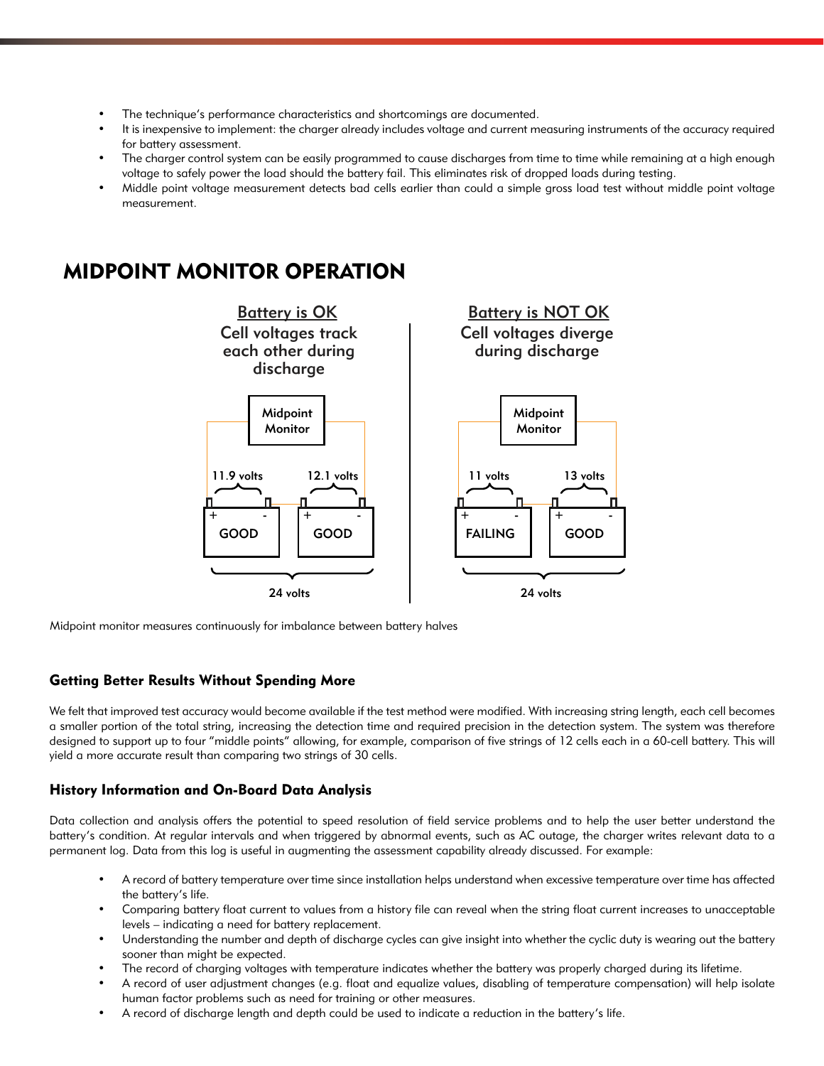- The technique's performance characteristics and shortcomings are documented.
- It is inexpensive to implement: the charger already includes voltage and current measuring instruments of the accuracy required for battery assessment.
- The charger control system can be easily programmed to cause discharges from time to time while remaining at a high enough voltage to safely power the load should the battery fail. This eliminates risk of dropped loads during testing.
- Middle point voltage measurement detects bad cells earlier than could a simple gross load test without middle point voltage measurement.

## MIDPOINT MONITOR OPERATION

**Battery is OK**
Cell voltages track each other during discharge

Midpoint Monitor

11.9 volts — GOOD | 12.1 volts — GOOD

24 volts

**Battery is NOT OK**
Cell voltages diverge during discharge

Midpoint Monitor

11 volts — FAILING | 13 volts — GOOD

24 volts

Midpoint monitor measures continuously for imbalance between battery halves

### Getting Better Results Without Spending More

We felt that improved test accuracy would become available if the test method were modified. With increasing string length, each cell becomes a smaller portion of the total string, increasing the detection time and required precision in the detection system. The system was therefore designed to support up to four "middle points" allowing, for example, comparison of five strings of 12 cells each in a 60-cell battery. This will yield a more accurate result than comparing two strings of 30 cells.

### History Information and On-Board Data Analysis

Data collection and analysis offers the potential to speed resolution of field service problems and to help the user better understand the battery's condition. At regular intervals and when triggered by abnormal events, such as AC outage, the charger writes relevant data to a permanent log. Data from this log is useful in augmenting the assessment capability already discussed. For example:

- A record of battery temperature over time since installation helps understand when excessive temperature over time has affected the battery's life.
- Comparing battery float current to values from a history file can reveal when the string float current increases to unacceptable levels – indicating a need for battery replacement.
- Understanding the number and depth of discharge cycles can give insight into whether the cyclic duty is wearing out the battery sooner than might be expected.
- The record of charging voltages with temperature indicates whether the battery was properly charged during its lifetime.
- A record of user adjustment changes (e.g. float and equalize values, disabling of temperature compensation) will help isolate human factor problems such as need for training or other measures.
- A record of discharge length and depth could be used to indicate a reduction in the battery's life.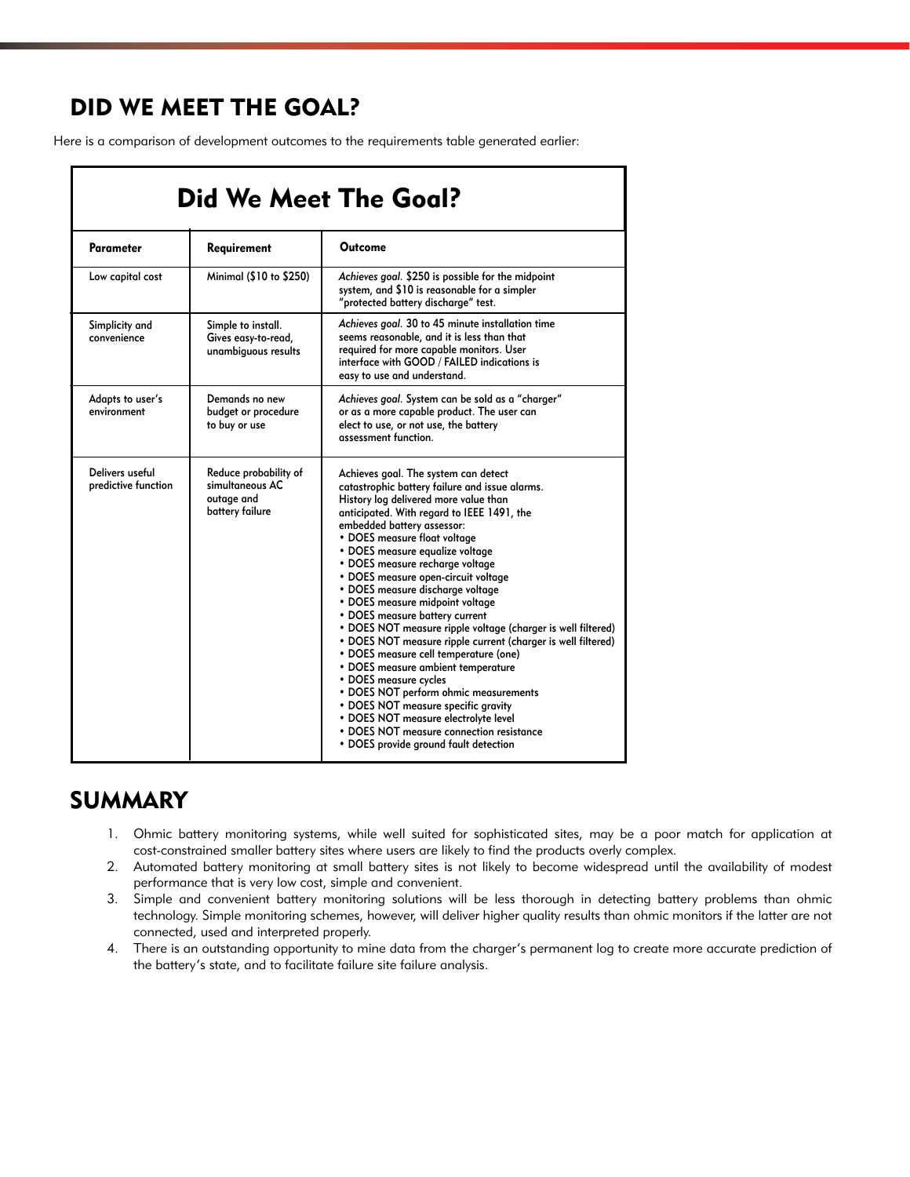## DID WE MEET THE GOAL?

Here is a comparison of development outcomes to the requirements table generated earlier:

**Did We Meet The Goal?**

| Parameter | Requirement | Outcome |
| --- | --- | --- |
| Low capital cost | Minimal ($10 to $250) | *Achieves goal.* $250 is possible for the midpoint system, and $10 is reasonable for a simpler "protected battery discharge" test. |
| Simplicity and convenience | Simple to install. Gives easy-to-read, unambiguous results | *Achieves goal.* 30 to 45 minute installation time seems reasonable, and it is less than that required for more capable monitors. User interface with GOOD / FAILED indications is easy to use and understand. |
| Adapts to user's environment | Demands no new budget or procedure to buy or use | *Achieves goal.* System can be sold as a "charger" or as a more capable product. The user can elect to use, or not use, the battery assessment function. |
| Delivers useful predictive function | Reduce probability of simultaneous AC outage and battery failure | Achieves goal. The system can detect catastrophic battery failure and issue alarms. History log delivered more value than anticipated. With regard to IEEE 1491, the embedded battery assessor:<br>• DOES measure float voltage<br>• DOES measure equalize voltage<br>• DOES measure recharge voltage<br>• DOES measure open-circuit voltage<br>• DOES measure discharge voltage<br>• DOES measure midpoint voltage<br>• DOES measure battery current<br>• DOES NOT measure ripple voltage (charger is well filtered)<br>• DOES NOT measure ripple current (charger is well filtered)<br>• DOES measure cell temperature (one)<br>• DOES measure ambient temperature<br>• DOES measure cycles<br>• DOES NOT perform ohmic measurements<br>• DOES NOT measure specific gravity<br>• DOES NOT measure electrolyte level<br>• DOES NOT measure connection resistance<br>• DOES provide ground fault detection |

## SUMMARY

1. Ohmic battery monitoring systems, while well suited for sophisticated sites, may be a poor match for application at cost-constrained smaller battery sites where users are likely to find the products overly complex.
2. Automated battery monitoring at small battery sites is not likely to become widespread until the availability of modest performance that is very low cost, simple and convenient.
3. Simple and convenient battery monitoring solutions will be less thorough in detecting battery problems than ohmic technology. Simple monitoring schemes, however, will deliver higher quality results than ohmic monitors if the latter are not connected, used and interpreted properly.
4. There is an outstanding opportunity to mine data from the charger's permanent log to create more accurate prediction of the battery's state, and to facilitate failure site failure analysis.